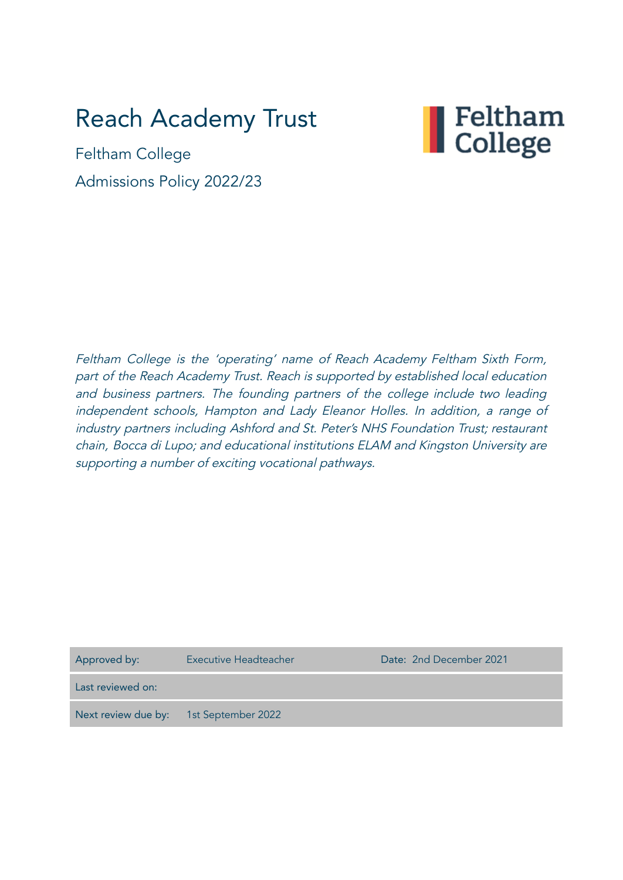# Reach Academy Trust

Feltham College

Admissions Policy 2022/23

Feltham College

*Feltham College is the 'operating' name of Reach Academy Feltham Sixth Form, part of the Reach Academy Trust. Reach is supported by established local education and business partners. The founding partners of the college include two leading independent schools, Hampton and Lady Eleanor Holles. In addition, a range of industry partners including Ashford and St. Peter's NHS Foundation Trust; restaurant chain, Bocca di Lupo; and educational institutions ELAM and Kingston University are supporting a number of exciting vocational pathways.*

| Approved by: | Executive Headteacher | Date: 2nd December 2021 |
|---|---|---|
| Last reviewed on: | | |
| Next review due by: | 1st September 2022 | |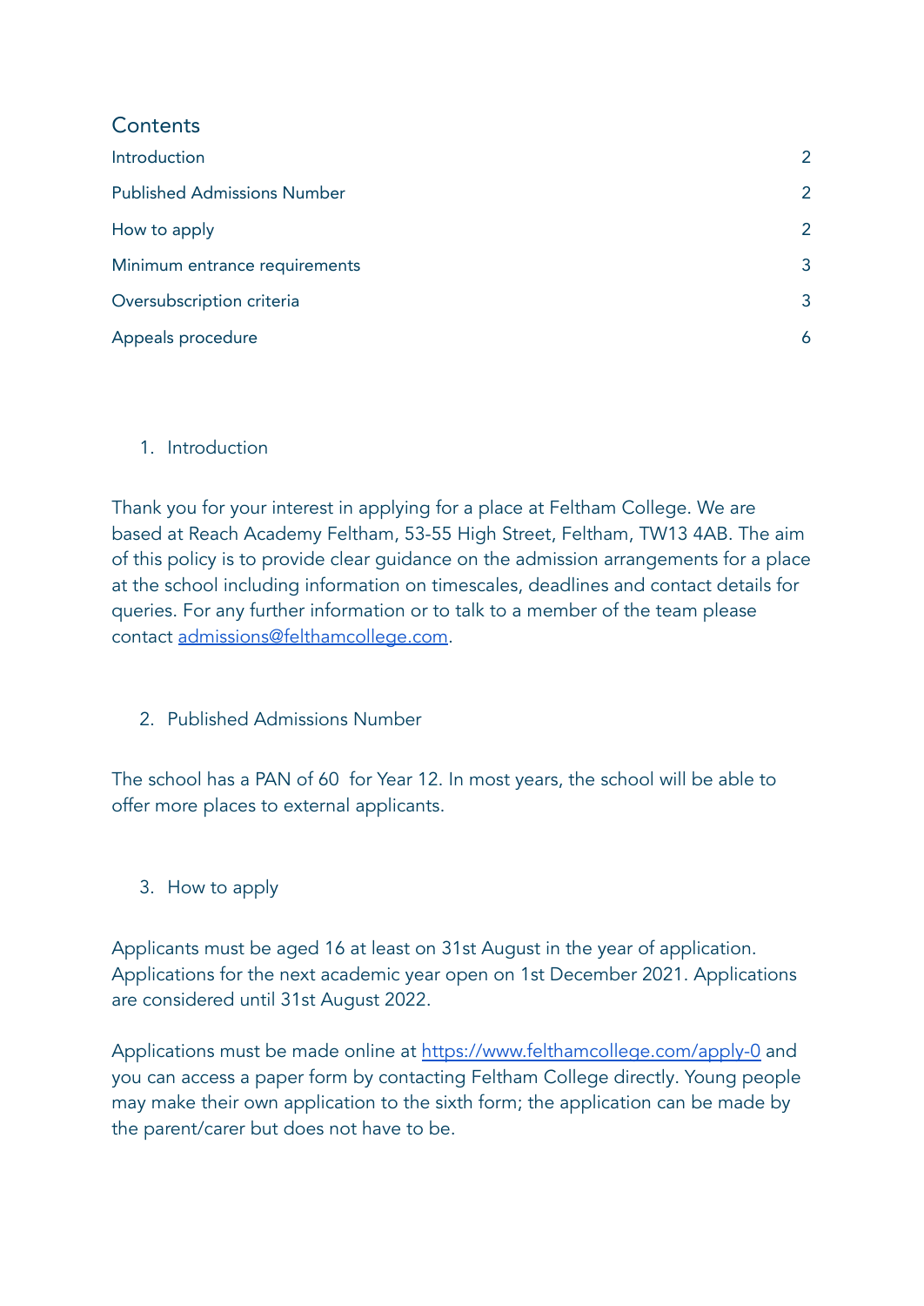## Contents

| | |
|---|---|
| Introduction | 2 |
| Published Admissions Number | 2 |
| How to apply | 2 |
| Minimum entrance requirements | 3 |
| Oversubscription criteria | 3 |
| Appeals procedure | 6 |

1. Introduction

Thank you for your interest in applying for a place at Feltham College. We are based at Reach Academy Feltham, 53-55 High Street, Feltham, TW13 4AB. The aim of this policy is to provide clear guidance on the admission arrangements for a place at the school including information on timescales, deadlines and contact details for queries. For any further information or to talk to a member of the team please contact [admissions@felthamcollege.com](mailto:admissions@felthamcollege.com).

2. Published Admissions Number

The school has a PAN of 60  for Year 12. In most years, the school will be able to offer more places to external applicants.

3. How to apply

Applicants must be aged 16 at least on 31st August in the year of application. Applications for the next academic year open on 1st December 2021. Applications are considered until 31st August 2022.

Applications must be made online at [https://www.felthamcollege.com/apply-0](https://www.felthamcollege.com/apply-0) and you can access a paper form by contacting Feltham College directly. Young people may make their own application to the sixth form; the application can be made by the parent/carer but does not have to be.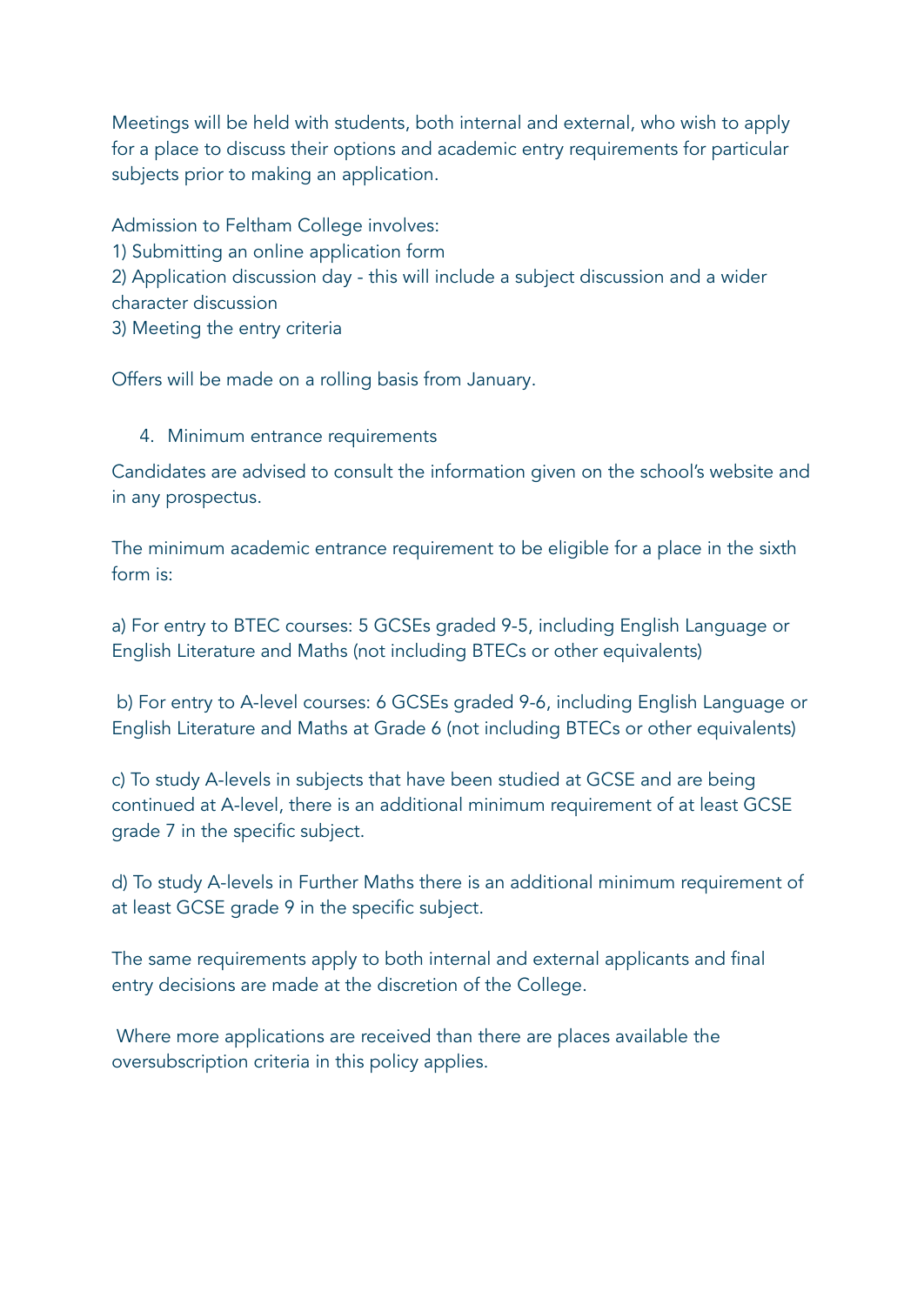Meetings will be held with students, both internal and external, who wish to apply for a place to discuss their options and academic entry requirements for particular subjects prior to making an application.

Admission to Feltham College involves:
1) Submitting an online application form
2) Application discussion day - this will include a subject discussion and a wider character discussion
3) Meeting the entry criteria

Offers will be made on a rolling basis from January.

## 4. Minimum entrance requirements

Candidates are advised to consult the information given on the school's website and in any prospectus.

The minimum academic entrance requirement to be eligible for a place in the sixth form is:

a) For entry to BTEC courses: 5 GCSEs graded 9-5, including English Language or English Literature and Maths (not including BTECs or other equivalents)

b) For entry to A-level courses: 6 GCSEs graded 9-6, including English Language or English Literature and Maths at Grade 6 (not including BTECs or other equivalents)

c) To study A-levels in subjects that have been studied at GCSE and are being continued at A-level, there is an additional minimum requirement of at least GCSE grade 7 in the specific subject.

d) To study A-levels in Further Maths there is an additional minimum requirement of at least GCSE grade 9 in the specific subject.

The same requirements apply to both internal and external applicants and final entry decisions are made at the discretion of the College.

Where more applications are received than there are places available the oversubscription criteria in this policy applies.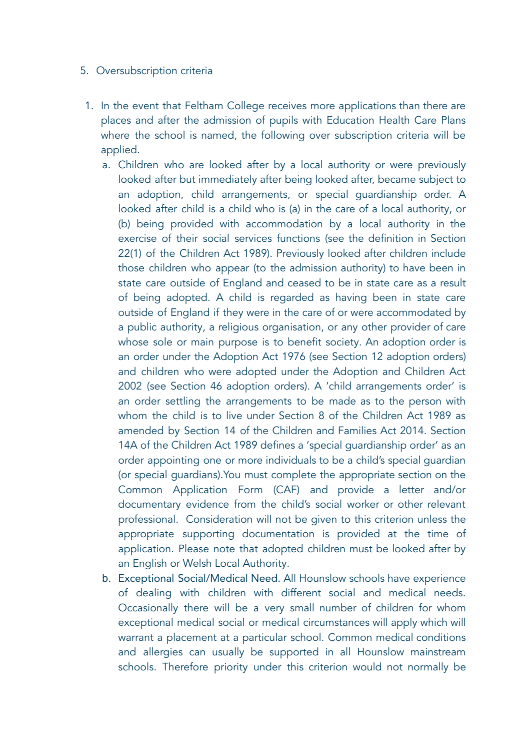5. Oversubscription criteria

1. In the event that Feltham College receives more applications than there are places and after the admission of pupils with Education Health Care Plans where the school is named, the following over subscription criteria will be applied.
   a. Children who are looked after by a local authority or were previously looked after but immediately after being looked after, became subject to an adoption, child arrangements, or special guardianship order. A looked after child is a child who is (a) in the care of a local authority, or (b) being provided with accommodation by a local authority in the exercise of their social services functions (see the definition in Section 22(1) of the Children Act 1989). Previously looked after children include those children who appear (to the admission authority) to have been in state care outside of England and ceased to be in state care as a result of being adopted. A child is regarded as having been in state care outside of England if they were in the care of or were accommodated by a public authority, a religious organisation, or any other provider of care whose sole or main purpose is to benefit society. An adoption order is an order under the Adoption Act 1976 (see Section 12 adoption orders) and children who were adopted under the Adoption and Children Act 2002 (see Section 46 adoption orders). A 'child arrangements order' is an order settling the arrangements to be made as to the person with whom the child is to live under Section 8 of the Children Act 1989 as amended by Section 14 of the Children and Families Act 2014. Section 14A of the Children Act 1989 defines a 'special guardianship order' as an order appointing one or more individuals to be a child's special guardian (or special guardians).You must complete the appropriate section on the Common Application Form (CAF) and provide a letter and/or documentary evidence from the child's social worker or other relevant professional. Consideration will not be given to this criterion unless the appropriate supporting documentation is provided at the time of application. Please note that adopted children must be looked after by an English or Welsh Local Authority.
   b. Exceptional Social/Medical Need. All Hounslow schools have experience of dealing with children with different social and medical needs. Occasionally there will be a very small number of children for whom exceptional medical social or medical circumstances will apply which will warrant a placement at a particular school. Common medical conditions and allergies can usually be supported in all Hounslow mainstream schools. Therefore priority under this criterion would not normally be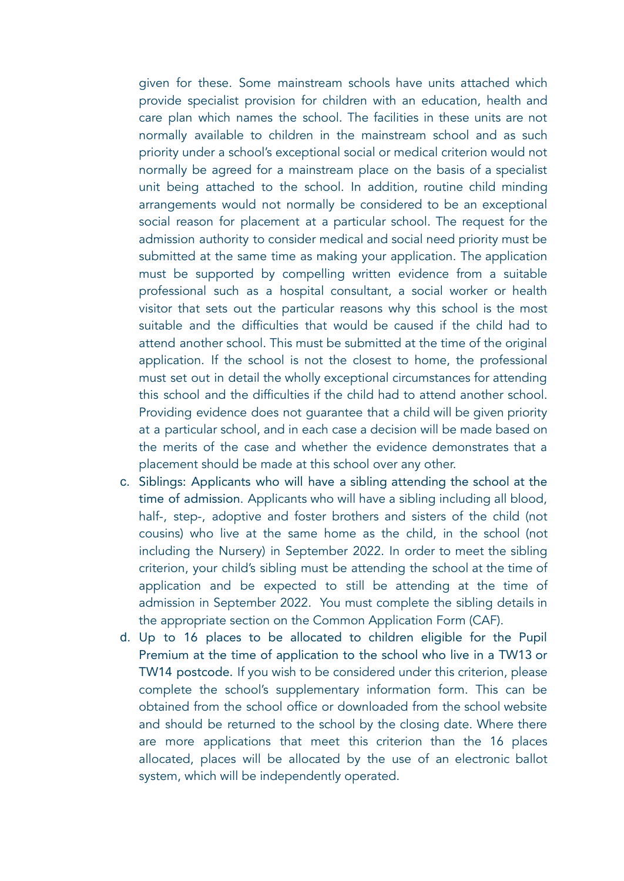given for these. Some mainstream schools have units attached which provide specialist provision for children with an education, health and care plan which names the school. The facilities in these units are not normally available to children in the mainstream school and as such priority under a school's exceptional social or medical criterion would not normally be agreed for a mainstream place on the basis of a specialist unit being attached to the school. In addition, routine child minding arrangements would not normally be considered to be an exceptional social reason for placement at a particular school. The request for the admission authority to consider medical and social need priority must be submitted at the same time as making your application. The application must be supported by compelling written evidence from a suitable professional such as a hospital consultant, a social worker or health visitor that sets out the particular reasons why this school is the most suitable and the difficulties that would be caused if the child had to attend another school. This must be submitted at the time of the original application. If the school is not the closest to home, the professional must set out in detail the wholly exceptional circumstances for attending this school and the difficulties if the child had to attend another school. Providing evidence does not guarantee that a child will be given priority at a particular school, and in each case a decision will be made based on the merits of the case and whether the evidence demonstrates that a placement should be made at this school over any other.

c. Siblings: Applicants who will have a sibling attending the school at the time of admission. Applicants who will have a sibling including all blood, half-, step-, adoptive and foster brothers and sisters of the child (not cousins) who live at the same home as the child, in the school (not including the Nursery) in September 2022. In order to meet the sibling criterion, your child's sibling must be attending the school at the time of application and be expected to still be attending at the time of admission in September 2022. You must complete the sibling details in the appropriate section on the Common Application Form (CAF).

d. Up to 16 places to be allocated to children eligible for the Pupil Premium at the time of application to the school who live in a TW13 or TW14 postcode. If you wish to be considered under this criterion, please complete the school's supplementary information form. This can be obtained from the school office or downloaded from the school website and should be returned to the school by the closing date. Where there are more applications that meet this criterion than the 16 places allocated, places will be allocated by the use of an electronic ballot system, which will be independently operated.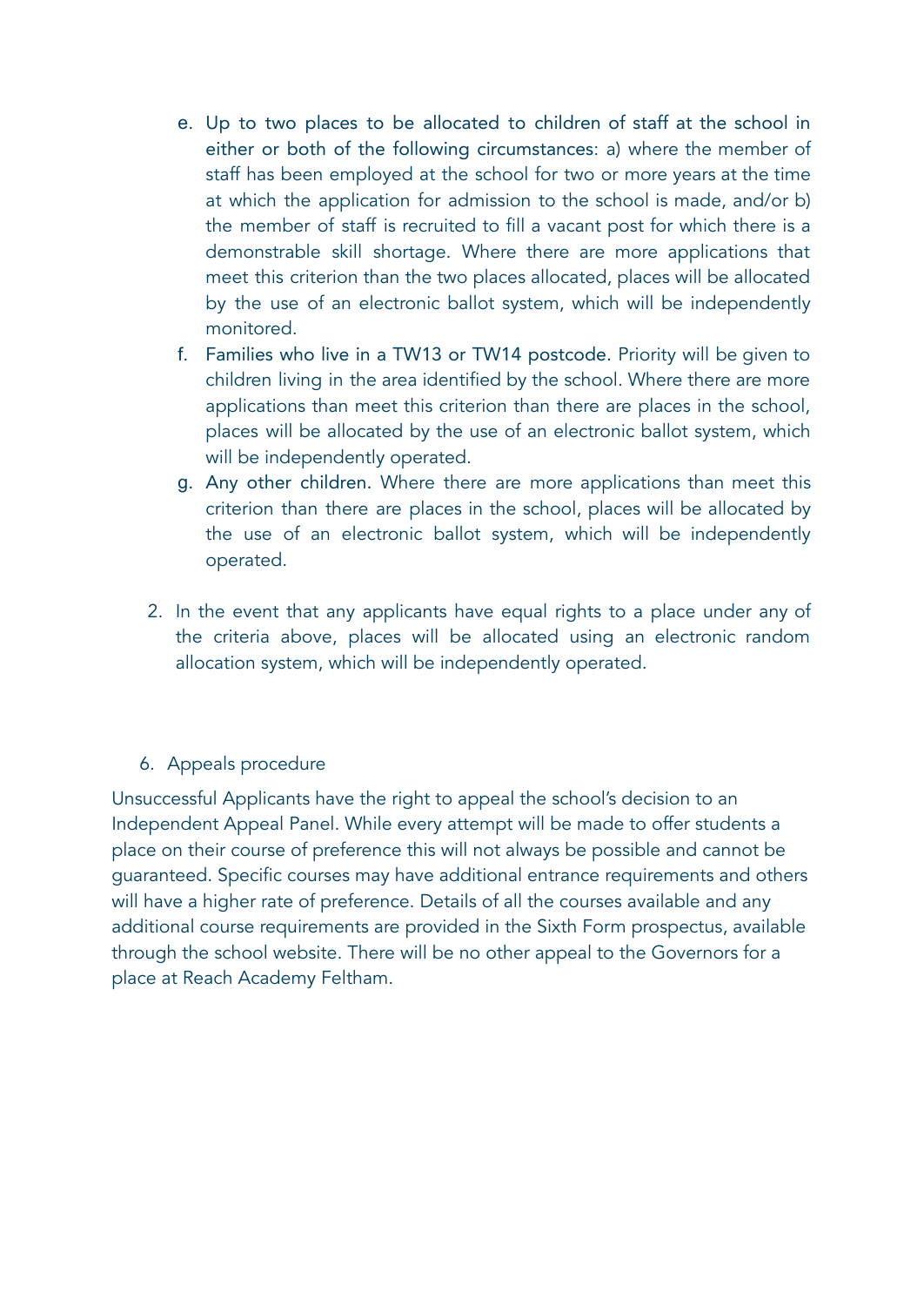e. Up to two places to be allocated to children of staff at the school in either or both of the following circumstances: a) where the member of staff has been employed at the school for two or more years at the time at which the application for admission to the school is made, and/or b) the member of staff is recruited to fill a vacant post for which there is a demonstrable skill shortage. Where there are more applications that meet this criterion than the two places allocated, places will be allocated by the use of an electronic ballot system, which will be independently monitored.

f. Families who live in a TW13 or TW14 postcode. Priority will be given to children living in the area identified by the school. Where there are more applications than meet this criterion than there are places in the school, places will be allocated by the use of an electronic ballot system, which will be independently operated.

g. Any other children. Where there are more applications than meet this criterion than there are places in the school, places will be allocated by the use of an electronic ballot system, which will be independently operated.

2. In the event that any applicants have equal rights to a place under any of the criteria above, places will be allocated using an electronic random allocation system, which will be independently operated.

6. Appeals procedure

Unsuccessful Applicants have the right to appeal the school's decision to an Independent Appeal Panel. While every attempt will be made to offer students a place on their course of preference this will not always be possible and cannot be guaranteed. Specific courses may have additional entrance requirements and others will have a higher rate of preference. Details of all the courses available and any additional course requirements are provided in the Sixth Form prospectus, available through the school website. There will be no other appeal to the Governors for a place at Reach Academy Feltham.